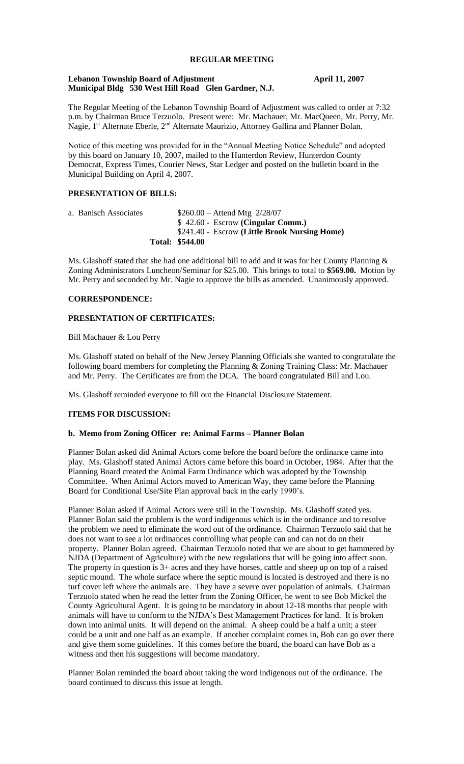# REGULAR MEETING

**Lebanon Township Board of Adjustment** **April 11, 2007**
**Municipal Bldg 530 West Hill Road Glen Gardner, N.J.**

The Regular Meeting of the Lebanon Township Board of Adjustment was called to order at 7:32 p.m. by Chairman Bruce Terzuolo. Present were: Mr. Machauer, Mr. MacQueen, Mr. Perry, Mr. Nagie, 1st Alternate Eberle, 2nd Alternate Maurizio, Attorney Gallina and Planner Bolan.

Notice of this meeting was provided for in the "Annual Meeting Notice Schedule" and adopted by this board on January 10, 2007, mailed to the Hunterdon Review, Hunterdon County Democrat, Express Times, Courier News, Star Ledger and posted on the bulletin board in the Municipal Building on April 4, 2007.

## PRESENTATION OF BILLS:

a. Banisch Associates $260.00 – Attend Mtg 2/28/07
$ 42.60 - Escrow **(Cingular Comm.)**
$241.40 - Escrow **(Little Brook Nursing Home)**
**Total: $544.00**

Ms. Glashoff stated that she had one additional bill to add and it was for her County Planning & Zoning Administrators Luncheon/Seminar for $25.00. This brings to total to **$569.00.** Motion by Mr. Perry and seconded by Mr. Nagie to approve the bills as amended. Unanimously approved.

## CORRESPONDENCE:

## PRESENTATION OF CERTIFICATES:

Bill Machauer & Lou Perry

Ms. Glashoff stated on behalf of the New Jersey Planning Officials she wanted to congratulate the following board members for completing the Planning & Zoning Training Class: Mr. Machauer and Mr. Perry. The Certificates are from the DCA. The board congratulated Bill and Lou.

Ms. Glashoff reminded everyone to fill out the Financial Disclosure Statement.

## ITEMS FOR DISCUSSION:

### b. Memo from Zoning Officer re: Animal Farms – Planner Bolan

Planner Bolan asked did Animal Actors come before the board before the ordinance came into play. Ms. Glashoff stated Animal Actors came before this board in October, 1984. After that the Planning Board created the Animal Farm Ordinance which was adopted by the Township Committee. When Animal Actors moved to American Way, they came before the Planning Board for Conditional Use/Site Plan approval back in the early 1990's.

Planner Bolan asked if Animal Actors were still in the Township. Ms. Glashoff stated yes. Planner Bolan said the problem is the word indigenous which is in the ordinance and to resolve the problem we need to eliminate the word out of the ordinance. Chairman Terzuolo said that he does not want to see a lot ordinances controlling what people can and can not do on their property. Planner Bolan agreed. Chairman Terzuolo noted that we are about to get hammered by NJDA (Department of Agriculture) with the new regulations that will be going into affect soon. The property in question is 3+ acres and they have horses, cattle and sheep up on top of a raised septic mound. The whole surface where the septic mound is located is destroyed and there is no turf cover left where the animals are. They have a severe over population of animals. Chairman Terzuolo stated when he read the letter from the Zoning Officer, he went to see Bob Mickel the County Agricultural Agent. It is going to be mandatory in about 12-18 months that people with animals will have to conform to the NJDA's Best Management Practices for land. It is broken down into animal units. It will depend on the animal. A sheep could be a half a unit; a steer could be a unit and one half as an example. If another complaint comes in, Bob can go over there and give them some guidelines. If this comes before the board, the board can have Bob as a witness and then his suggestions will become mandatory.

Planner Bolan reminded the board about taking the word indigenous out of the ordinance. The board continued to discuss this issue at length.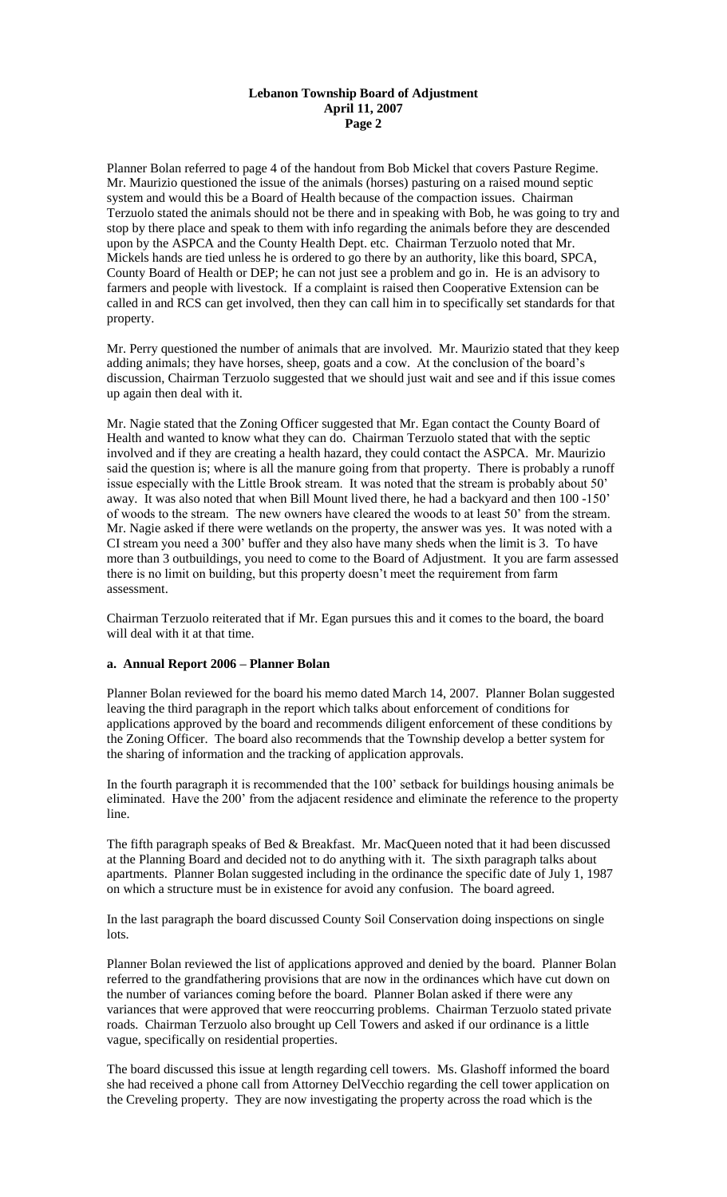Planner Bolan referred to page 4 of the handout from Bob Mickel that covers Pasture Regime. Mr. Maurizio questioned the issue of the animals (horses) pasturing on a raised mound septic system and would this be a Board of Health because of the compaction issues. Chairman Terzuolo stated the animals should not be there and in speaking with Bob, he was going to try and stop by there place and speak to them with info regarding the animals before they are descended upon by the ASPCA and the County Health Dept. etc. Chairman Terzuolo noted that Mr. Mickels hands are tied unless he is ordered to go there by an authority, like this board, SPCA, County Board of Health or DEP; he can not just see a problem and go in. He is an advisory to farmers and people with livestock. If a complaint is raised then Cooperative Extension can be called in and RCS can get involved, then they can call him in to specifically set standards for that property.

Mr. Perry questioned the number of animals that are involved. Mr. Maurizio stated that they keep adding animals; they have horses, sheep, goats and a cow. At the conclusion of the board's discussion, Chairman Terzuolo suggested that we should just wait and see and if this issue comes up again then deal with it.

Mr. Nagie stated that the Zoning Officer suggested that Mr. Egan contact the County Board of Health and wanted to know what they can do. Chairman Terzuolo stated that with the septic involved and if they are creating a health hazard, they could contact the ASPCA. Mr. Maurizio said the question is; where is all the manure going from that property. There is probably a runoff issue especially with the Little Brook stream. It was noted that the stream is probably about 50' away. It was also noted that when Bill Mount lived there, he had a backyard and then 100 -150' of woods to the stream. The new owners have cleared the woods to at least 50' from the stream. Mr. Nagie asked if there were wetlands on the property, the answer was yes. It was noted with a CI stream you need a 300' buffer and they also have many sheds when the limit is 3. To have more than 3 outbuildings, you need to come to the Board of Adjustment. It you are farm assessed there is no limit on building, but this property doesn't meet the requirement from farm assessment.

Chairman Terzuolo reiterated that if Mr. Egan pursues this and it comes to the board, the board will deal with it at that time.

**a. Annual Report 2006 – Planner Bolan**

Planner Bolan reviewed for the board his memo dated March 14, 2007. Planner Bolan suggested leaving the third paragraph in the report which talks about enforcement of conditions for applications approved by the board and recommends diligent enforcement of these conditions by the Zoning Officer. The board also recommends that the Township develop a better system for the sharing of information and the tracking of application approvals.

In the fourth paragraph it is recommended that the 100' setback for buildings housing animals be eliminated. Have the 200' from the adjacent residence and eliminate the reference to the property line.

The fifth paragraph speaks of Bed & Breakfast. Mr. MacQueen noted that it had been discussed at the Planning Board and decided not to do anything with it. The sixth paragraph talks about apartments. Planner Bolan suggested including in the ordinance the specific date of July 1, 1987 on which a structure must be in existence for avoid any confusion. The board agreed.

In the last paragraph the board discussed County Soil Conservation doing inspections on single lots.

Planner Bolan reviewed the list of applications approved and denied by the board. Planner Bolan referred to the grandfathering provisions that are now in the ordinances which have cut down on the number of variances coming before the board. Planner Bolan asked if there were any variances that were approved that were reoccurring problems. Chairman Terzuolo stated private roads. Chairman Terzuolo also brought up Cell Towers and asked if our ordinance is a little vague, specifically on residential properties.

The board discussed this issue at length regarding cell towers. Ms. Glashoff informed the board she had received a phone call from Attorney DelVecchio regarding the cell tower application on the Creveling property. They are now investigating the property across the road which is the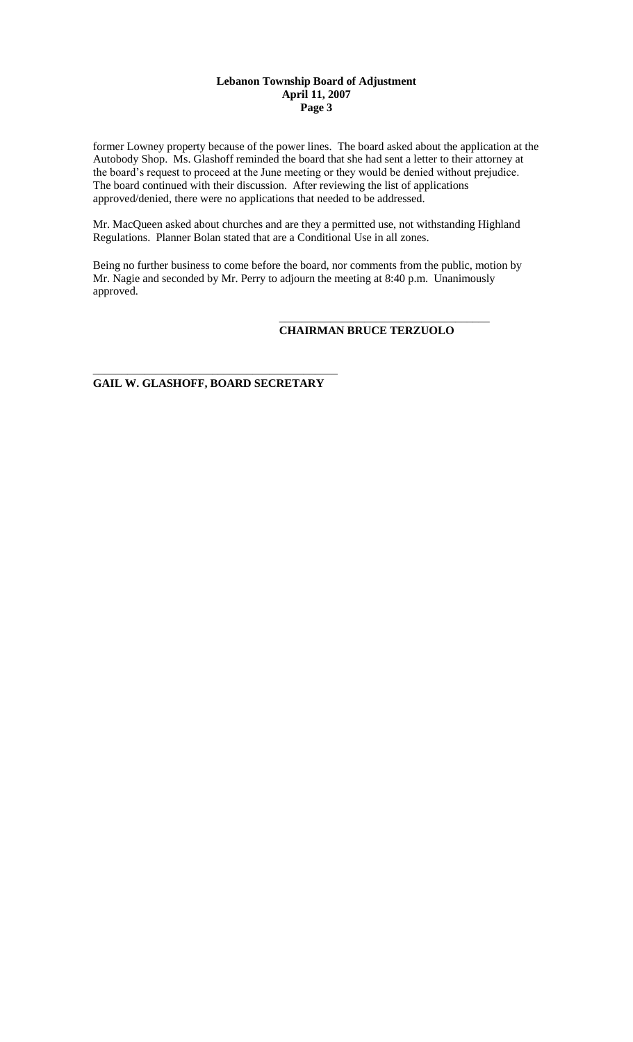former Lowney property because of the power lines. The board asked about the application at the Autobody Shop. Ms. Glashoff reminded the board that she had sent a letter to their attorney at the board's request to proceed at the June meeting or they would be denied without prejudice. The board continued with their discussion. After reviewing the list of applications approved/denied, there were no applications that needed to be addressed.

Mr. MacQueen asked about churches and are they a permitted use, not withstanding Highland Regulations. Planner Bolan stated that are a Conditional Use in all zones.

Being no further business to come before the board, nor comments from the public, motion by Mr. Nagie and seconded by Mr. Perry to adjourn the meeting at 8:40 p.m. Unanimously approved.

\_\_\_\_\_\_\_\_\_\_\_\_\_\_\_\_\_\_\_\_\_\_\_\_\_\_\_\_\_\_\_\_\_\_\_\_\_\_

**CHAIRMAN BRUCE TERZUOLO**

\_\_\_\_\_\_\_\_\_\_\_\_\_\_\_\_\_\_\_\_\_\_\_\_\_\_\_\_\_\_\_\_\_\_\_\_\_\_\_\_\_\_\_\_

**GAIL W. GLASHOFF, BOARD SECRETARY**